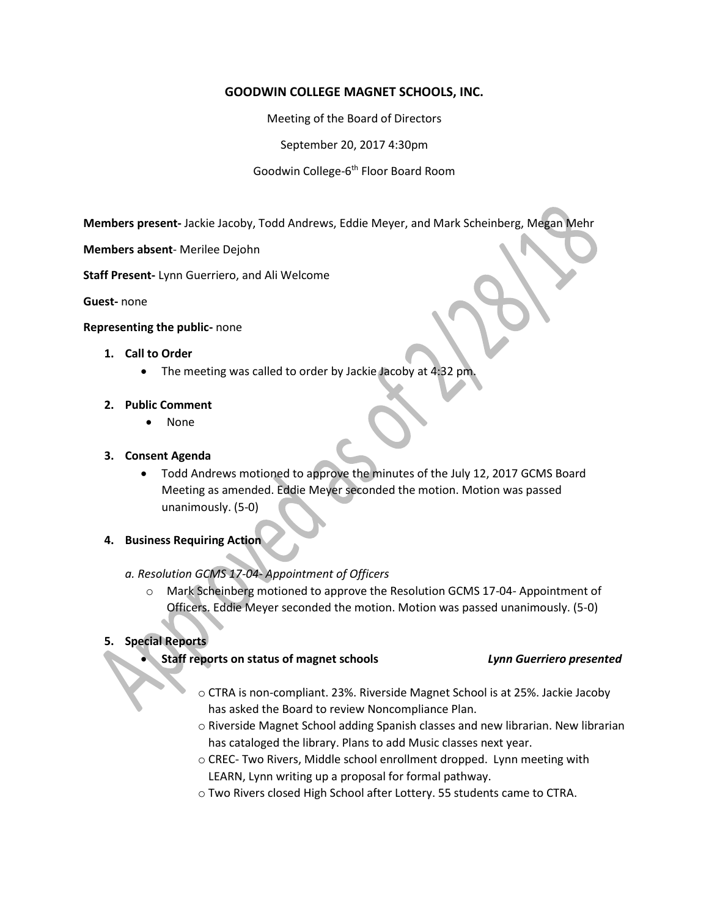# GOODWIN COLLEGE MAGNET SCHOOLS, INC.

Meeting of the Board of Directors

September 20, 2017 4:30pm

Goodwin College-6th Floor Board Room

Approved as of 2/28/18

**Members present-** Jackie Jacoby, Todd Andrews, Eddie Meyer, and Mark Scheinberg, Megan Mehr

**Members absent**- Merilee Dejohn

**Staff Present-** Lynn Guerriero, and Ali Welcome

**Guest-** none

**Representing the public-** none

1. **Call to Order**
   - The meeting was called to order by Jackie Jacoby at 4:32 pm.

2. **Public Comment**
   - None

3. **Consent Agenda**
   - Todd Andrews motioned to approve the minutes of the July 12, 2017 GCMS Board Meeting as amended. Eddie Meyer seconded the motion. Motion was passed unanimously. (5-0)

4. **Business Requiring Action**

   *a. Resolution GCMS 17-04- Appointment of Officers*
   - Mark Scheinberg motioned to approve the Resolution GCMS 17-04- Appointment of Officers. Eddie Meyer seconded the motion. Motion was passed unanimously. (5-0)

5. **Special Reports**
   - **Staff reports on status of magnet schools** ***Lynn Guerriero presented***
     - CTRA is non-compliant. 23%. Riverside Magnet School is at 25%. Jackie Jacoby has asked the Board to review Noncompliance Plan.
     - Riverside Magnet School adding Spanish classes and new librarian. New librarian has cataloged the library. Plans to add Music classes next year.
     - CREC- Two Rivers, Middle school enrollment dropped. Lynn meeting with LEARN, Lynn writing up a proposal for formal pathway.
     - Two Rivers closed High School after Lottery. 55 students came to CTRA.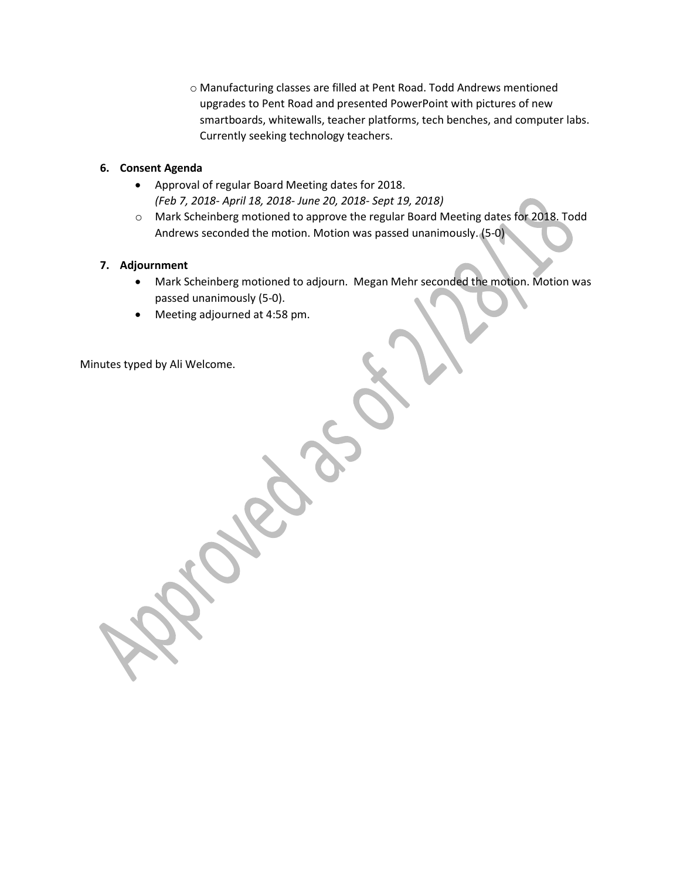- Manufacturing classes are filled at Pent Road. Todd Andrews mentioned upgrades to Pent Road and presented PowerPoint with pictures of new smartboards, whitewalls, teacher platforms, tech benches, and computer labs. Currently seeking technology teachers.

**6. Consent Agenda**

- Approval of regular Board Meeting dates for 2018.
  *(Feb 7, 2018- April 18, 2018- June 20, 2018- Sept 19, 2018)*
  - Mark Scheinberg motioned to approve the regular Board Meeting dates for 2018. Todd Andrews seconded the motion. Motion was passed unanimously. (5-0)

**7. Adjournment**

- Mark Scheinberg motioned to adjourn. Megan Mehr seconded the motion. Motion was passed unanimously (5-0).
- Meeting adjourned at 4:58 pm.

Minutes typed by Ali Welcome.

Approved as of 2/28/18